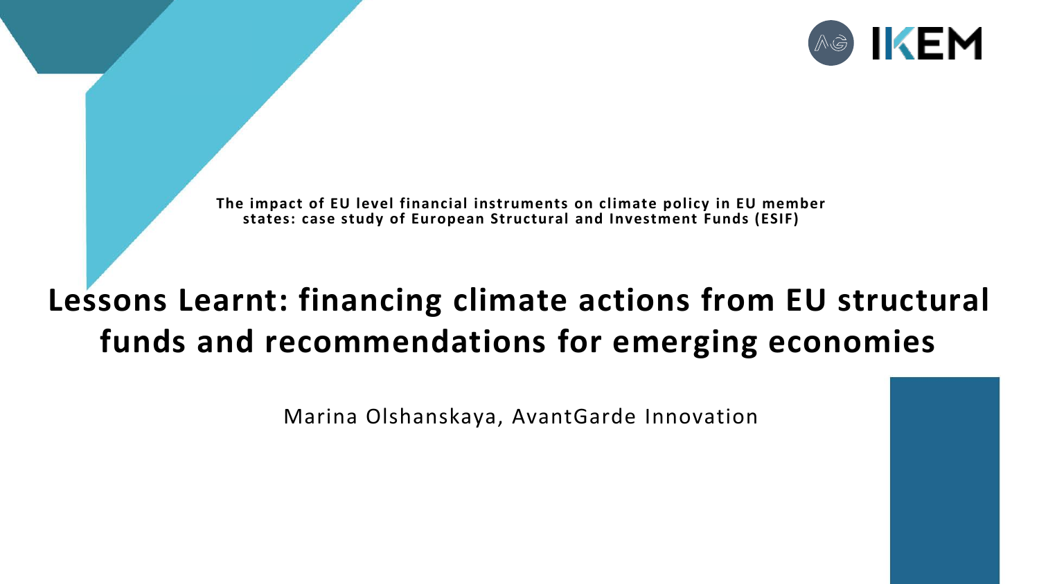**The impact of EU level financial instruments on climate policy in EU member states: case study of European Structural and Investment Funds (ESIF)**

# Lessons Learnt: financing climate actions from EU structural funds and recommendations for emerging economies

Marina Olshanskaya, AvantGarde Innovation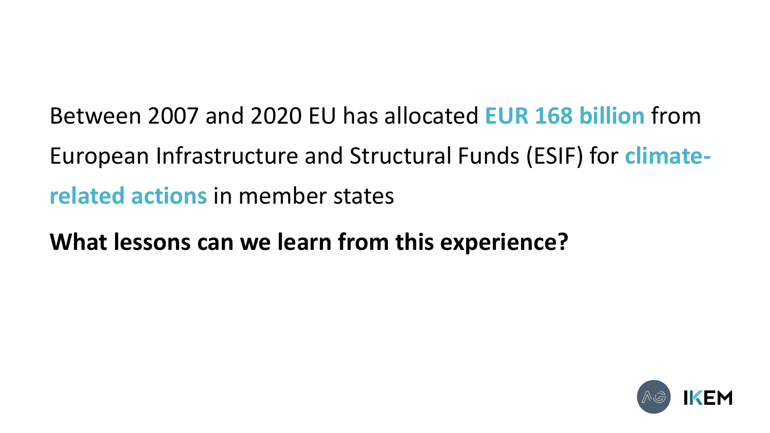Between 2007 and 2020 EU has allocated **EUR 168 billion** from European Infrastructure and Structural Funds (ESIF) for **climate-related actions** in member states

**What lessons can we learn from this experience?**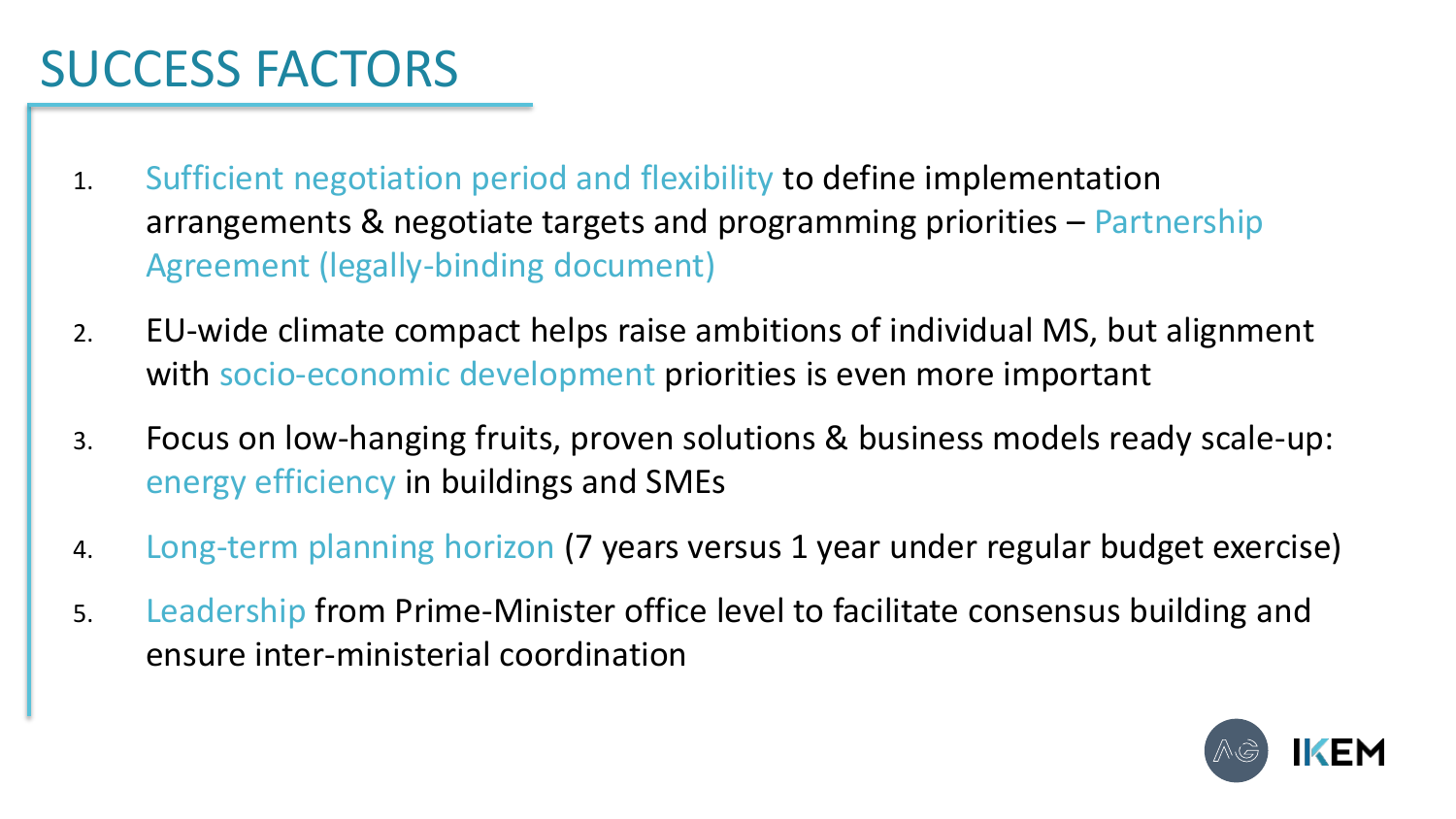# SUCCESS FACTORS

1. Sufficient negotiation period and flexibility to define implementation arrangements & negotiate targets and programming priorities – Partnership Agreement (legally-binding document)
2. EU-wide climate compact helps raise ambitions of individual MS, but alignment with socio-economic development priorities is even more important
3. Focus on low-hanging fruits, proven solutions & business models ready scale-up: energy efficiency in buildings and SMEs
4. Long-term planning horizon (7 years versus 1 year under regular budget exercise)
5. Leadership from Prime-Minister office level to facilitate consensus building and ensure inter-ministerial coordination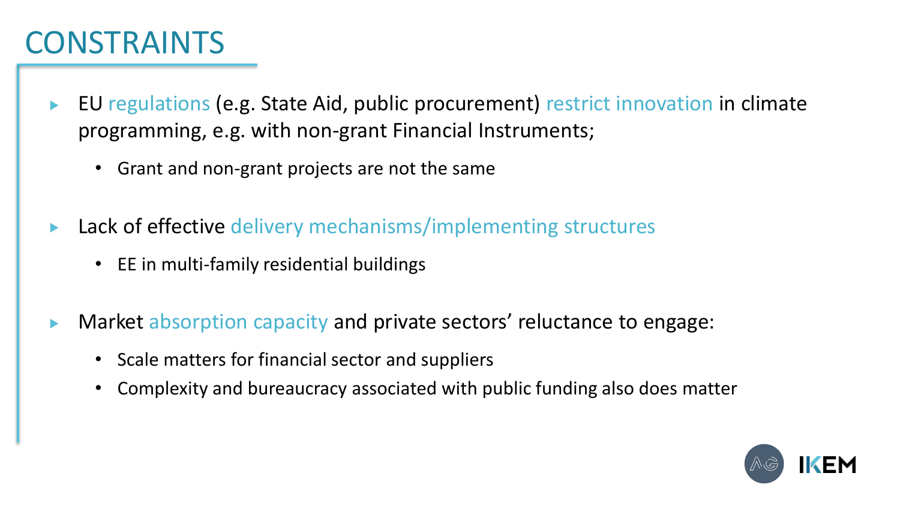# CONSTRAINTS

- EU regulations (e.g. State Aid, public procurement) restrict innovation in climate programming, e.g. with non-grant Financial Instruments;
  - Grant and non-grant projects are not the same
- Lack of effective delivery mechanisms/implementing structures
  - EE in multi-family residential buildings
- Market absorption capacity and private sectors' reluctance to engage:
  - Scale matters for financial sector and suppliers
  - Complexity and bureaucracy associated with public funding also does matter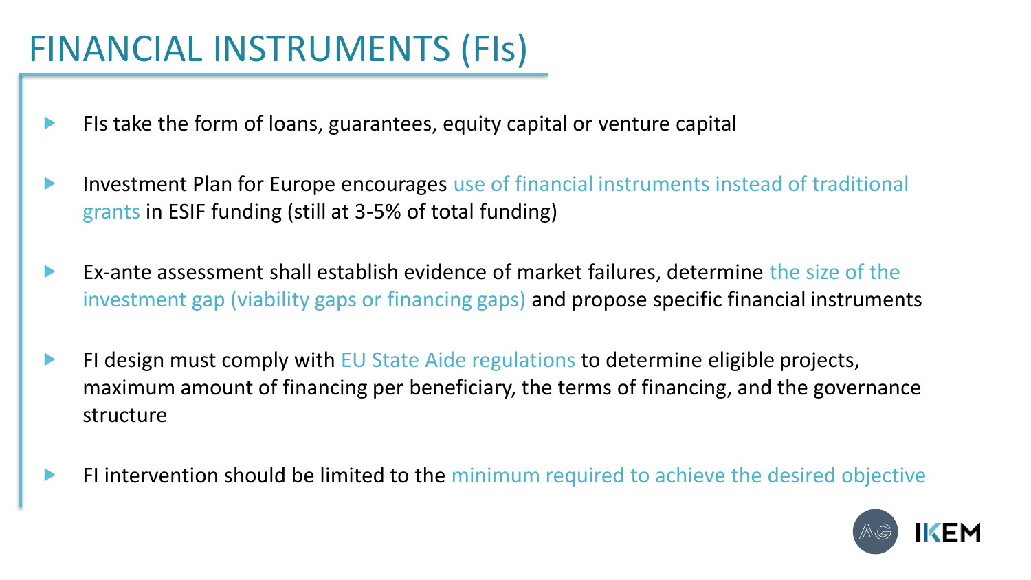# FINANCIAL INSTRUMENTS (FIs)

- FIs take the form of loans, guarantees, equity capital or venture capital
- Investment Plan for Europe encourages use of financial instruments instead of traditional grants in ESIF funding (still at 3-5% of total funding)
- Ex-ante assessment shall establish evidence of market failures, determine the size of the investment gap (viability gaps or financing gaps) and propose specific financial instruments
- FI design must comply with EU State Aide regulations to determine eligible projects, maximum amount of financing per beneficiary, the terms of financing, and the governance structure
- FI intervention should be limited to the minimum required to achieve the desired objective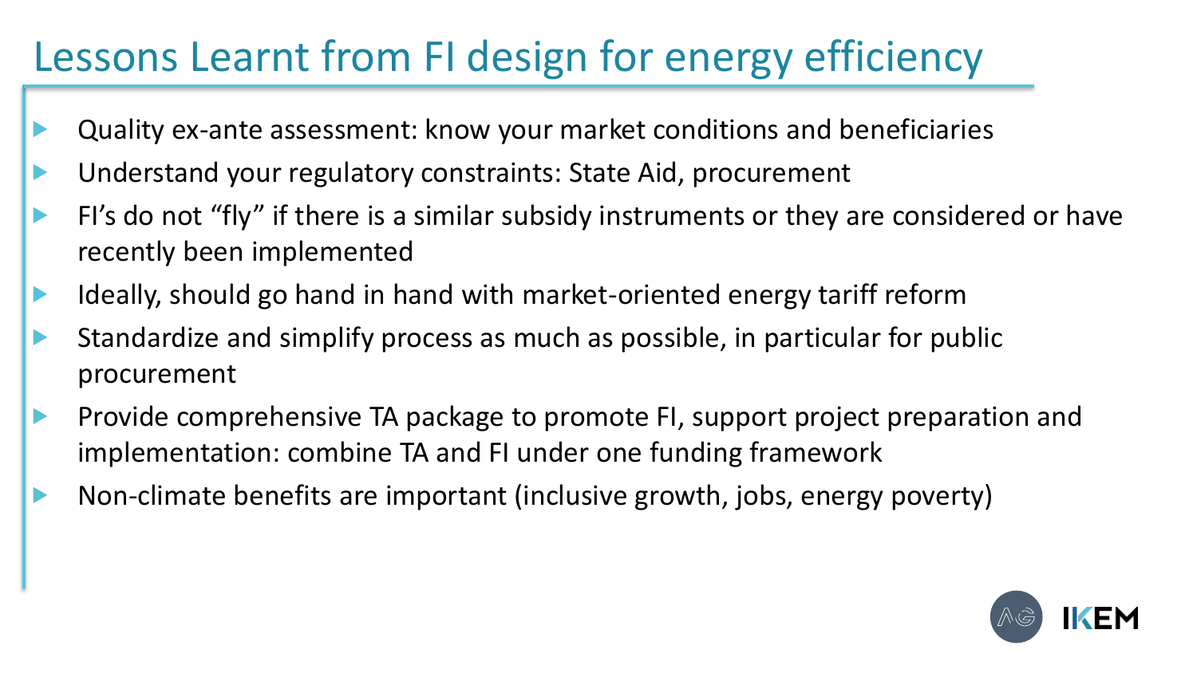# Lessons Learnt from FI design for energy efficiency

- Quality ex-ante assessment: know your market conditions and beneficiaries
- Understand your regulatory constraints: State Aid, procurement
- FI's do not "fly" if there is a similar subsidy instruments or they are considered or have recently been implemented
- Ideally, should go hand in hand with market-oriented energy tariff reform
- Standardize and simplify process as much as possible, in particular for public procurement
- Provide comprehensive TA package to promote FI, support project preparation and implementation: combine TA and FI under one funding framework
- Non-climate benefits are important (inclusive growth, jobs, energy poverty)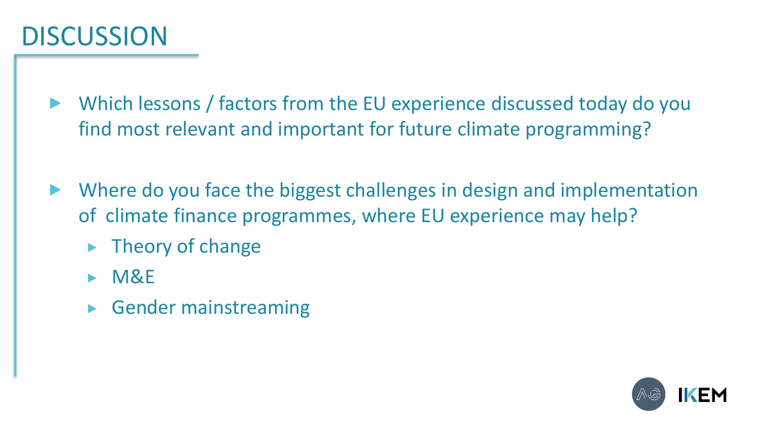# DISCUSSION

- Which lessons / factors from the EU experience discussed today do you find most relevant and important for future climate programming?
- Where do you face the biggest challenges in design and implementation of climate finance programmes, where EU experience may help?
  - Theory of change
  - M&E
  - Gender mainstreaming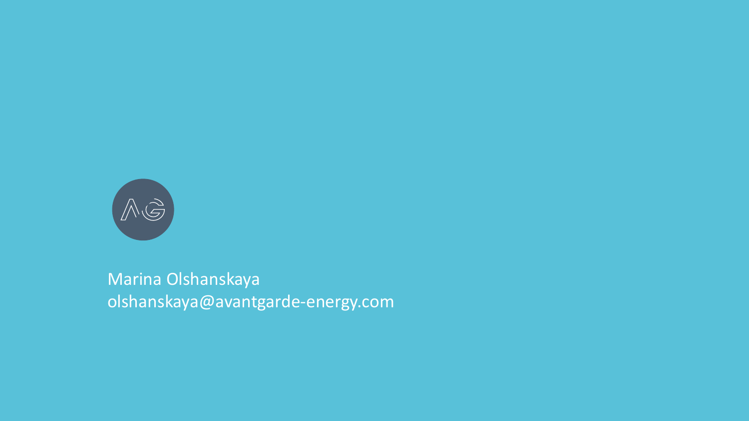Marina Olshanskaya
olshanskaya@avantgarde-energy.com